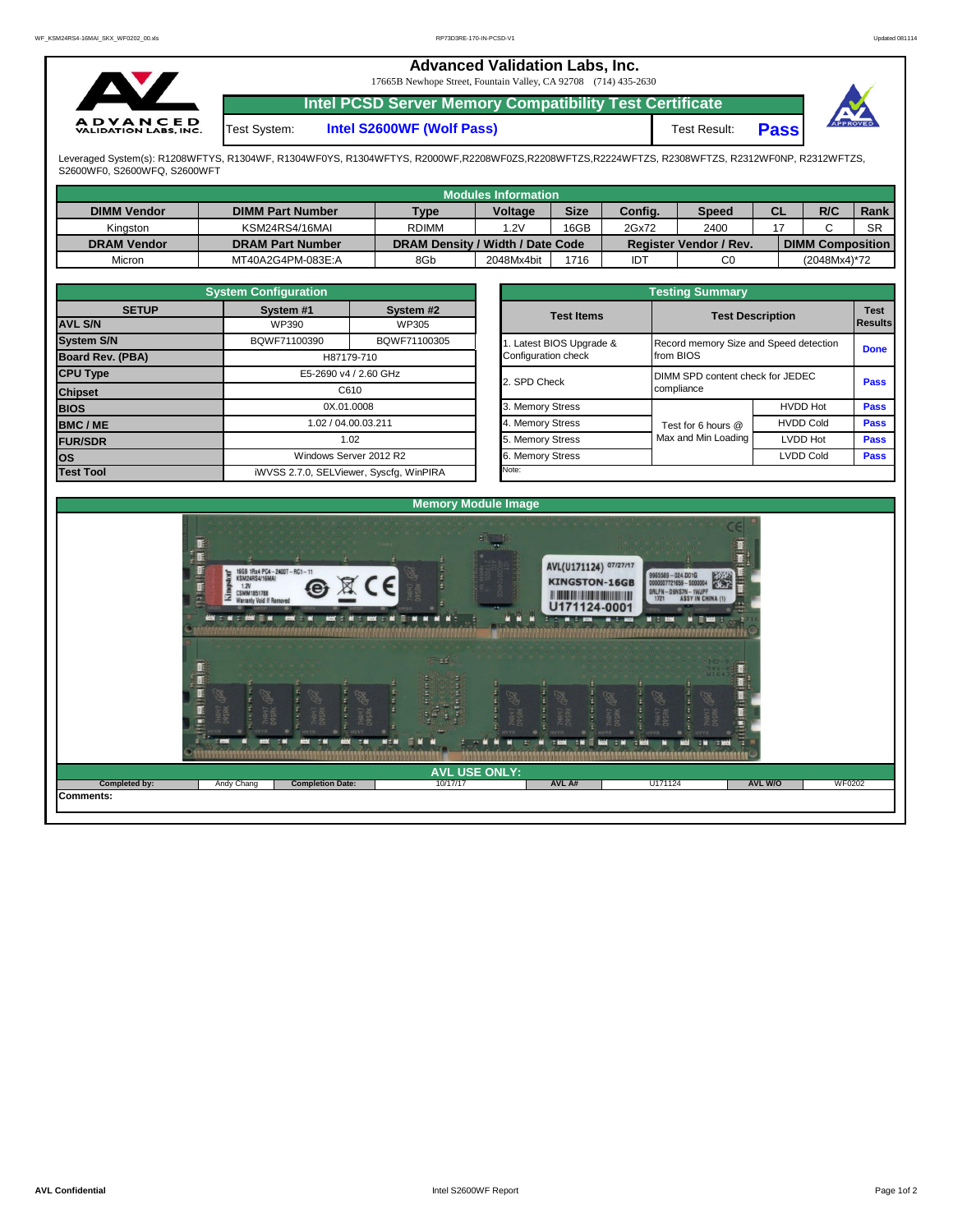# Advanced Validation Labs, Inc.

17665B Newhope Street, Fountain Valley, CA 92708 (714) 435-2630

## Intel PCSD Server Memory Compatibility Test Certificate

Test System: **Intel S2600WF (Wolf Pass)** Test Result: **Pass**

Leveraged System(s): R1208WFTYS, R1304WF, R1304WF0YS, R1304WFTYS, R2000WF,R2208WF0ZS,R2208WFTZS,R2224WFTZS, R2308WFTZS, R2312WF0NP, R2312WFTZS, S2600WF0, S2600WFQ, S2600WFT

| Modules Information | | | | | | | | | |
|---|---|---|---|---|---|---|---|---|---|
| **DIMM Vendor** | **DIMM Part Number** | **Type** | **Voltage** | **Size** | **Config.** | **Speed** | **CL** | **R/C** | **Rank** |
| Kingston | KSM24RS4/16MAI | RDIMM | 1.2V | 16GB | 2Gx72 | 2400 | 17 | C | SR |
| **DRAM Vendor** | **DRAM Part Number** | **DRAM Density / Width / Date Code** | | | **Register Vendor / Rev.** | | **DIMM Composition** | | |
| Micron | MT40A2G4PM-083E:A | 8Gb | 2048Mx4bit | 1716 | IDT | C0 | (2048Mx4)*72 | | |

| System Configuration | | |
|---|---|---|
| **SETUP** | **System #1** | **System #2** |
| **AVL S/N** | WP390 | WP305 |
| **System S/N** | BQWF71100390 | BQWF71100305 |
| **Board Rev. (PBA)** | H87179-710 | |
| **CPU Type** | E5-2690 v4 / 2.60 GHz | |
| **Chipset** | C610 | |
| **BIOS** | 0X.01.0008 | |
| **BMC / ME** | 1.02 / 04.00.03.211 | |
| **FUR/SDR** | 1.02 | |
| **OS** | Windows Server 2012 R2 | |
| **Test Tool** | iWVSS 2.7.0, SELViewer, Syscfg, WinPIRA | |

| Testing Summary | | | |
|---|---|---|---|
| **Test Items** | **Test Description** | | **Test Results** |
| 1. Latest BIOS Upgrade & Configuration check | Record memory Size and Speed detection from BIOS | | **Done** |
| 2. SPD Check | DIMM SPD content check for JEDEC compliance | | **Pass** |
| 3. Memory Stress | Test for 6 hours @ Max and Min Loading | HVDD Hot | **Pass** |
| 4. Memory Stress | | HVDD Cold | **Pass** |
| 5. Memory Stress | | LVDD Hot | **Pass** |
| 6. Memory Stress | | LVDD Cold | **Pass** |
| Note: | | | |

## Memory Module Image

| AVL USE ONLY: | | | | | | | |
|---|---|---|---|---|---|---|---|
| **Completed by:** | Andy Chang | **Completion Date:** | 10/17/17 | **AVL A#** | U171124 | **AVL W/O** | WF0202 |

**Comments:**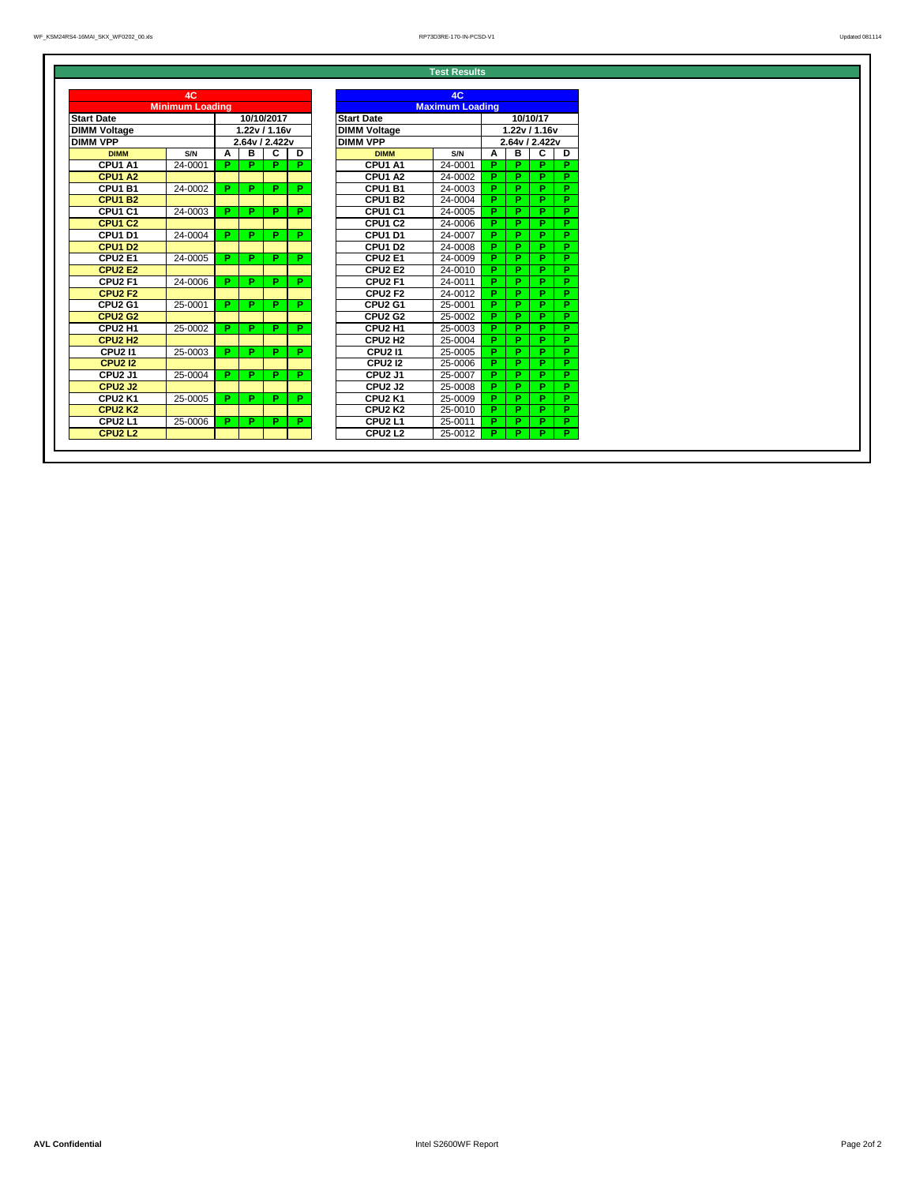## Test Results

| 4C | | | | | |
|---|---|---|---|---|---|
| **Minimum Loading** | | | | | |
| **Start Date** | | 10/10/2017 | | | |
| **DIMM Voltage** | | 1.22v / 1.16v | | | |
| **DIMM VPP** | | 2.64v / 2.422v | | | |
| **DIMM** | **S/N** | **A** | **B** | **C** | **D** |
| CPU1 A1 | 24-0001 | P | P | P | P |
| CPU1 A2 | | | | | |
| CPU1 B1 | 24-0002 | P | P | P | P |
| CPU1 B2 | | | | | |
| CPU1 C1 | 24-0003 | P | P | P | P |
| CPU1 C2 | | | | | |
| CPU1 D1 | 24-0004 | P | P | P | P |
| CPU1 D2 | | | | | |
| CPU2 E1 | 24-0005 | P | P | P | P |
| CPU2 E2 | | | | | |
| CPU2 F1 | 24-0006 | P | P | P | P |
| CPU2 F2 | | | | | |
| CPU2 G1 | 25-0001 | P | P | P | P |
| CPU2 G2 | | | | | |
| CPU2 H1 | 25-0002 | P | P | P | P |
| CPU2 H2 | | | | | |
| CPU2 I1 | 25-0003 | P | P | P | P |
| CPU2 I2 | | | | | |
| CPU2 J1 | 25-0004 | P | P | P | P |
| CPU2 J2 | | | | | |
| CPU2 K1 | 25-0005 | P | P | P | P |
| CPU2 K2 | | | | | |
| CPU2 L1 | 25-0006 | P | P | P | P |
| CPU2 L2 | | | | | |

| 4C | | | | | |
|---|---|---|---|---|---|
| **Maximum Loading** | | | | | |
| **Start Date** | | 10/10/17 | | | |
| **DIMM Voltage** | | 1.22v / 1.16v | | | |
| **DIMM VPP** | | 2.64v / 2.422v | | | |
| **DIMM** | **S/N** | **A** | **B** | **C** | **D** |
| CPU1 A1 | 24-0001 | P | P | P | P |
| CPU1 A2 | 24-0002 | P | P | P | P |
| CPU1 B1 | 24-0003 | P | P | P | P |
| CPU1 B2 | 24-0004 | P | P | P | P |
| CPU1 C1 | 24-0005 | P | P | P | P |
| CPU1 C2 | 24-0006 | P | P | P | P |
| CPU1 D1 | 24-0007 | P | P | P | P |
| CPU1 D2 | 24-0008 | P | P | P | P |
| CPU2 E1 | 24-0009 | P | P | P | P |
| CPU2 E2 | 24-0010 | P | P | P | P |
| CPU2 F1 | 24-0011 | P | P | P | P |
| CPU2 F2 | 24-0012 | P | P | P | P |
| CPU2 G1 | 25-0001 | P | P | P | P |
| CPU2 G2 | 25-0002 | P | P | P | P |
| CPU2 H1 | 25-0003 | P | P | P | P |
| CPU2 H2 | 25-0004 | P | P | P | P |
| CPU2 I1 | 25-0005 | P | P | P | P |
| CPU2 I2 | 25-0006 | P | P | P | P |
| CPU2 J1 | 25-0007 | P | P | P | P |
| CPU2 J2 | 25-0008 | P | P | P | P |
| CPU2 K1 | 25-0009 | P | P | P | P |
| CPU2 K2 | 25-0010 | P | P | P | P |
| CPU2 L1 | 25-0011 | P | P | P | P |
| CPU2 L2 | 25-0012 | P | P | P | P |